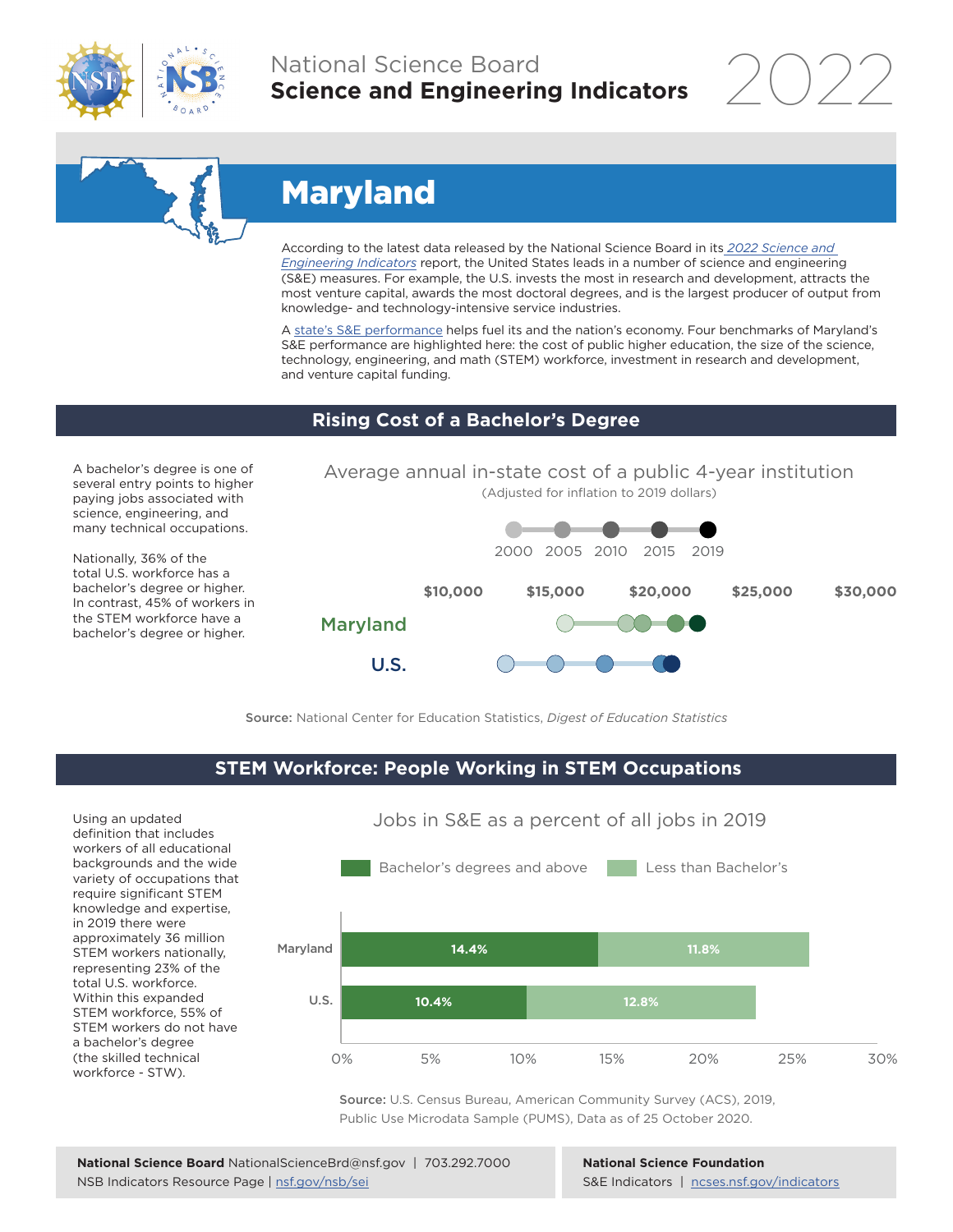National Science Board
**Science and Engineering Indicators** 2022

# Maryland

According to the latest data released by the National Science Board in its *2022 Science and Engineering Indicators* report, the United States leads in a number of science and engineering (S&E) measures. For example, the U.S. invests the most in research and development, attracts the most venture capital, awards the most doctoral degrees, and is the largest producer of output from knowledge- and technology-intensive service industries.

A state's S&E performance helps fuel its and the nation's economy. Four benchmarks of Maryland's S&E performance are highlighted here: the cost of public higher education, the size of the science, technology, engineering, and math (STEM) workforce, investment in research and development, and venture capital funding.

## Rising Cost of a Bachelor's Degree

A bachelor's degree is one of several entry points to higher paying jobs associated with science, engineering, and many technical occupations.

Nationally, 36% of the total U.S. workforce has a bachelor's degree or higher. In contrast, 45% of workers in the STEM workforce have a bachelor's degree or higher.

Average annual in-state cost of a public 4-year institution
(Adjusted for inflation to 2019 dollars)

2000 2005 2010 2015 2019

$10,000 $15,000 $20,000 $25,000 $30,000

Maryland

U.S.

**Source:** National Center for Education Statistics, *Digest of Education Statistics*

## STEM Workforce: People Working in STEM Occupations

Using an updated definition that includes workers of all educational backgrounds and the wide variety of occupations that require significant STEM knowledge and expertise, in 2019 there were approximately 36 million STEM workers nationally, representing 23% of the total U.S. workforce. Within this expanded STEM workforce, 55% of STEM workers do not have a bachelor's degree (the skilled technical workforce - STW).

Jobs in S&E as a percent of all jobs in 2019

| | Bachelor's degrees and above | Less than Bachelor's |
|---|---|---|
| Maryland | 14.4% | 11.8% |
| U.S. | 10.4% | 12.8% |

**Source:** U.S. Census Bureau, American Community Survey (ACS), 2019, Public Use Microdata Sample (PUMS), Data as of 25 October 2020.

**National Science Board** NationalScienceBrd@nsf.gov | 703.292.7000
NSB Indicators Resource Page | nsf.gov/nsb/sei

**National Science Foundation**
S&E Indicators | ncses.nsf.gov/indicators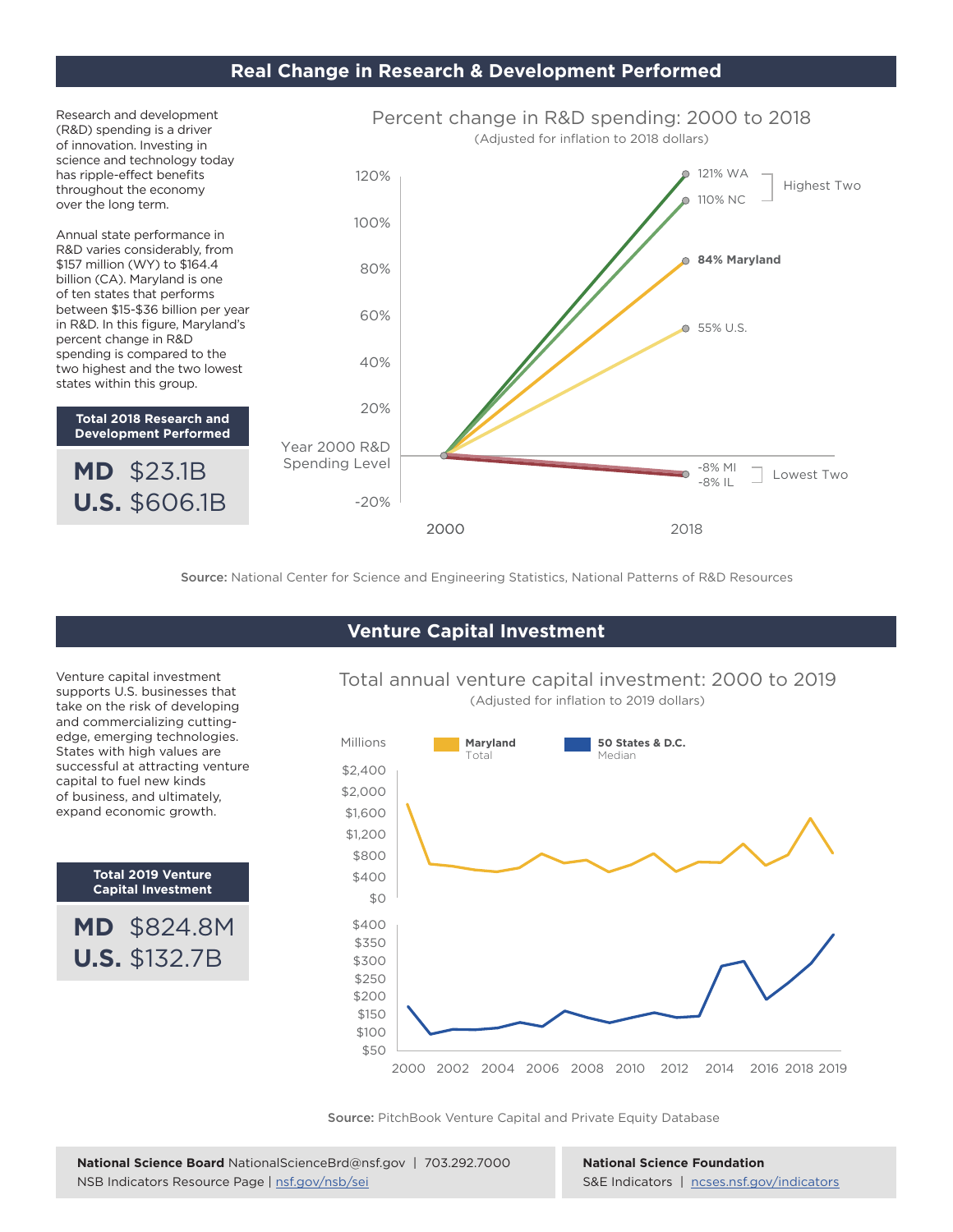## Real Change in Research & Development Performed

Research and development (R&D) spending is a driver of innovation. Investing in science and technology today has ripple-effect benefits throughout the economy over the long term.

Annual state performance in R&D varies considerably, from $157 million (WY) to $164.4 billion (CA). Maryland is one of ten states that performs between $15-$36 billion per year in R&D. In this figure, Maryland's percent change in R&D spending is compared to the two highest and the two lowest states within this group.

**Total 2018 Research and Development Performed**

**MD** $23.1B

**U.S.** $606.1B

Percent change in R&D spending: 2000 to 2018

(Adjusted for inflation to 2018 dollars)

120%
100%
80%
60%
40%
20%
-20%

Year 2000 R&D Spending Level

2000
2018

121% WA
110% NC
Highest Two

**84% Maryland**

55% U.S.

-8% MI
-8% IL
Lowest Two

**Source:** National Center for Science and Engineering Statistics, National Patterns of R&D Resources

## Venture Capital Investment

Venture capital investment supports U.S. businesses that take on the risk of developing and commercializing cutting-edge, emerging technologies. States with high values are successful at attracting venture capital to fuel new kinds of business, and ultimately, expand economic growth.

**Total 2019 Venture Capital Investment**

**MD** $824.8M

**U.S.** $132.7B

Total annual venture capital investment: 2000 to 2019

(Adjusted for inflation to 2019 dollars)

Millions

**Maryland** Total

**50 States & D.C.** Median

$2,400
$2,000
$1,600
$1,200
$800
$400
$0

$400
$350
$300
$250
$200
$150
$100
$50

2000 2002 2004 2006 2008 2010 2012 2014 2016 2018 2019

**Source:** PitchBook Venture Capital and Private Equity Database

**National Science Board** NationalScienceBrd@nsf.gov | 703.292.7000
NSB Indicators Resource Page | nsf.gov/nsb/sei

**National Science Foundation**
S&E Indicators | ncses.nsf.gov/indicators